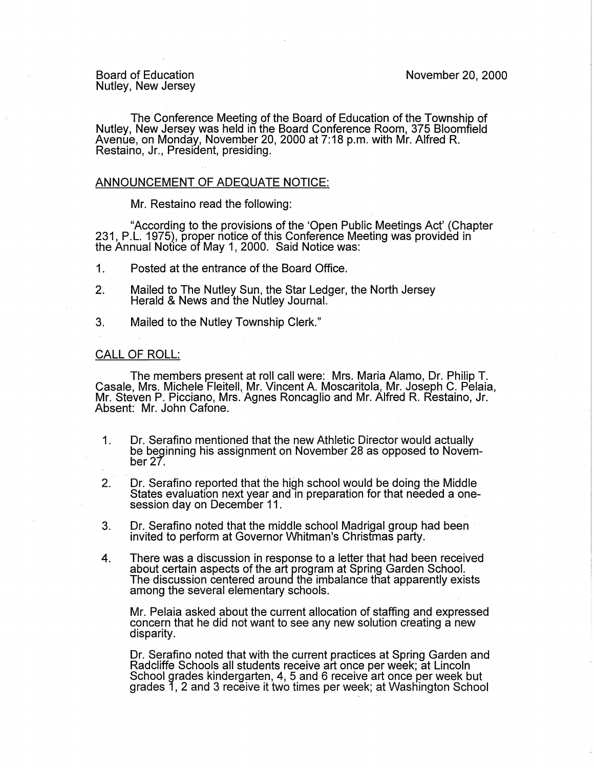Board of Education
Nutley, New Jersey

November 20, 2000

The Conference Meeting of the Board of Education of the Township of Nutley, New Jersey was held in the Board Conference Room, 375 Bloomfield Avenue, on Monday, November 20, 2000 at 7:18 p.m. with Mr. Alfred R. Restaino, Jr., President, presiding.

## ANNOUNCEMENT OF ADEQUATE NOTICE:

Mr. Restaino read the following:

"According to the provisions of the 'Open Public Meetings Act' (Chapter 231, P.L. 1975), proper notice of this Conference Meeting was provided in the Annual Notice of May 1, 2000. Said Notice was:

1. Posted at the entrance of the Board Office.
2. Mailed to The Nutley Sun, the Star Ledger, the North Jersey Herald & News and the Nutley Journal.
3. Mailed to the Nutley Township Clerk."

## CALL OF ROLL:

The members present at roll call were: Mrs. Maria Alamo, Dr. Philip T. Casale, Mrs. Michele Fleitell, Mr. Vincent A. Moscaritola, Mr. Joseph C. Pelaia, Mr. Steven P. Picciano, Mrs. Agnes Roncaglio and Mr. Alfred R. Restaino, Jr. Absent: Mr. John Cafone.

1. Dr. Serafino mentioned that the new Athletic Director would actually be beginning his assignment on November 28 as opposed to November 27.

2. Dr. Serafino reported that the high school would be doing the Middle States evaluation next year and in preparation for that needed a one-session day on December 11.

3. Dr. Serafino noted that the middle school Madrigal group had been invited to perform at Governor Whitman's Christmas party.

4. There was a discussion in response to a letter that had been received about certain aspects of the art program at Spring Garden School. The discussion centered around the imbalance that apparently exists among the several elementary schools.

   Mr. Pelaia asked about the current allocation of staffing and expressed concern that he did not want to see any new solution creating a new disparity.

   Dr. Serafino noted that with the current practices at Spring Garden and Radcliffe Schools all students receive art once per week; at Lincoln School grades kindergarten, 4, 5 and 6 receive art once per week but grades 1, 2 and 3 receive it two times per week; at Washington School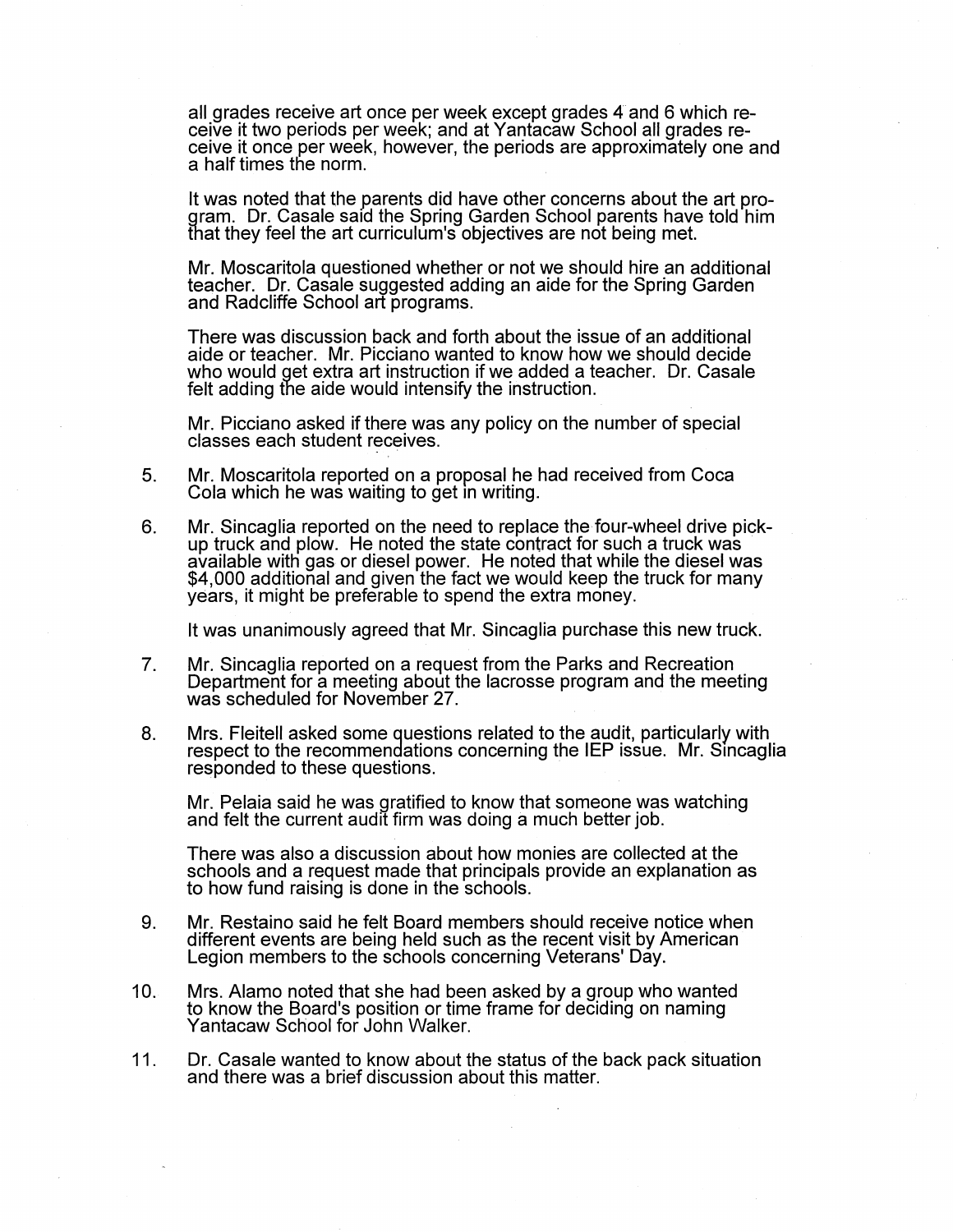all grades receive art once per week except grades 4 and 6 which receive it two periods per week; and at Yantacaw School all grades receive it once per week, however, the periods are approximately one and a half times the norm.

It was noted that the parents did have other concerns about the art program. Dr. Casale said the Spring Garden School parents have told him that they feel the art curriculum's objectives are not being met.

Mr. Moscaritola questioned whether or not we should hire an additional teacher. Dr. Casale suggested adding an aide for the Spring Garden and Radcliffe School art programs.

There was discussion back and forth about the issue of an additional aide or teacher. Mr. Picciano wanted to know how we should decide who would get extra art instruction if we added a teacher. Dr. Casale felt adding the aide would intensify the instruction.

Mr. Picciano asked if there was any policy on the number of special classes each student receives.

5. Mr. Moscaritola reported on a proposal he had received from Coca Cola which he was waiting to get in writing.

6. Mr. Sincaglia reported on the need to replace the four-wheel drive pick-up truck and plow. He noted the state contract for such a truck was available with gas or diesel power. He noted that while the diesel was $4,000 additional and given the fact we would keep the truck for many years, it might be preferable to spend the extra money.

   It was unanimously agreed that Mr. Sincaglia purchase this new truck.

7. Mr. Sincaglia reported on a request from the Parks and Recreation Department for a meeting about the lacrosse program and the meeting was scheduled for November 27.

8. Mrs. Fleitell asked some questions related to the audit, particularly with respect to the recommendations concerning the IEP issue. Mr. Sincaglia responded to these questions.

   Mr. Pelaia said he was gratified to know that someone was watching and felt the current audit firm was doing a much better job.

   There was also a discussion about how monies are collected at the schools and a request made that principals provide an explanation as to how fund raising is done in the schools.

9. Mr. Restaino said he felt Board members should receive notice when different events are being held such as the recent visit by American Legion members to the schools concerning Veterans' Day.

10. Mrs. Alamo noted that she had been asked by a group who wanted to know the Board's position or time frame for deciding on naming Yantacaw School for John Walker.

11. Dr. Casale wanted to know about the status of the back pack situation and there was a brief discussion about this matter.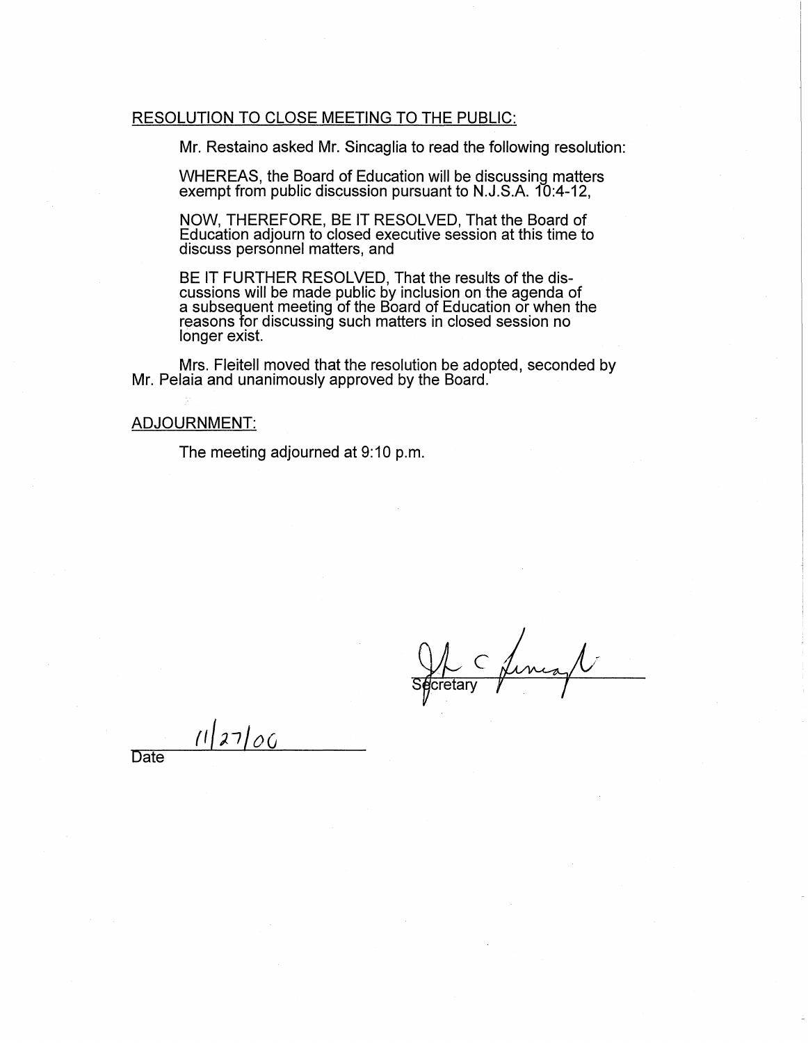RESOLUTION TO CLOSE MEETING TO THE PUBLIC:

Mr. Restaino asked Mr. Sincaglia to read the following resolution:

WHEREAS, the Board of Education will be discussing matters exempt from public discussion pursuant to N.J.S.A. 10:4-12,

NOW, THEREFORE, BE IT RESOLVED, That the Board of Education adjourn to closed executive session at this time to discuss personnel matters, and

BE IT FURTHER RESOLVED, That the results of the discussions will be made public by inclusion on the agenda of a subsequent meeting of the Board of Education or when the reasons for discussing such matters in closed session no longer exist.

Mrs. Fleitell moved that the resolution be adopted, seconded by Mr. Pelaia and unanimously approved by the Board.

ADJOURNMENT:

The meeting adjourned at 9:10 p.m.

Secretary

11/27/06

Date